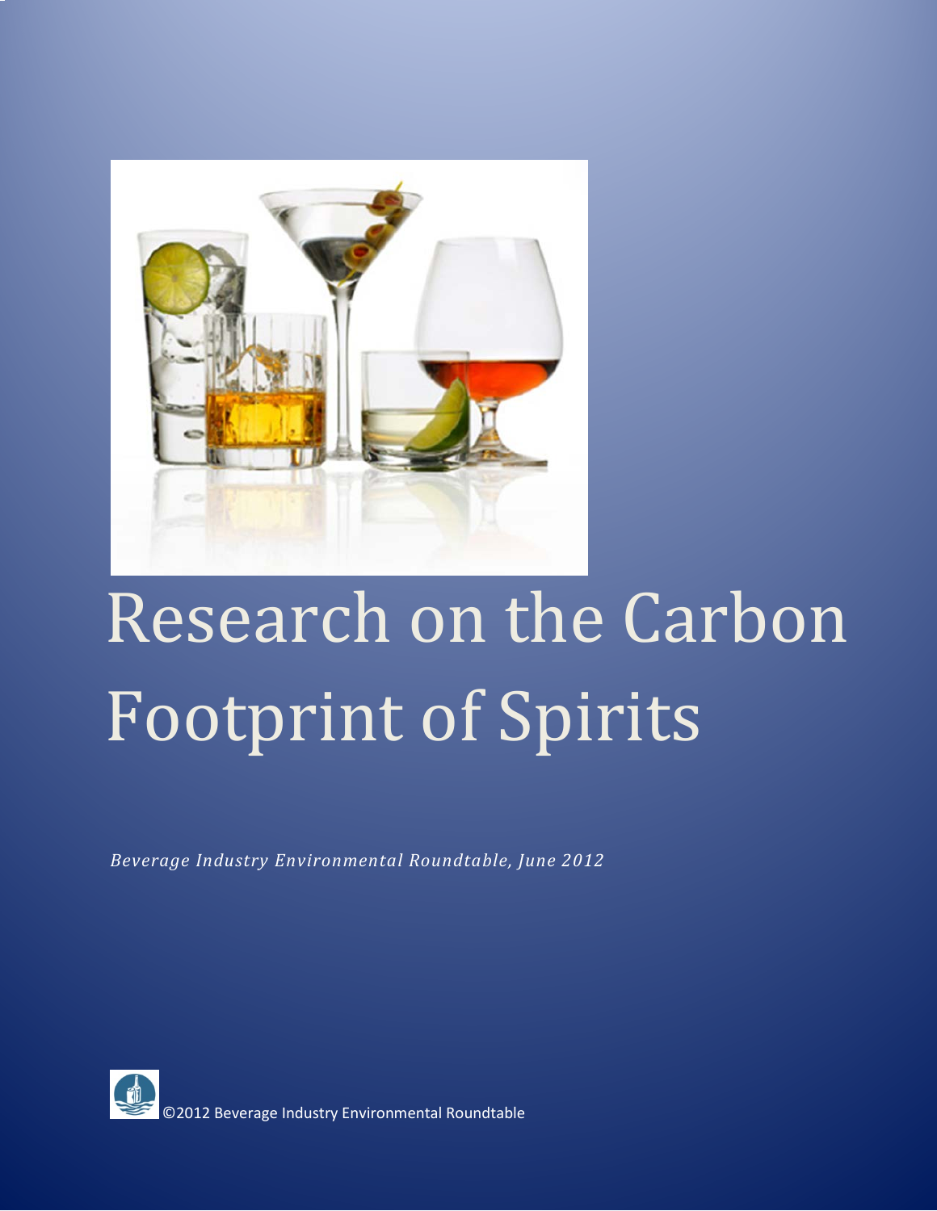# Research on the Carbon Footprint of Spirits

*Beverage Industry Environmental Roundtable, June 2012*

©2012 Beverage Industry Environmental Roundtable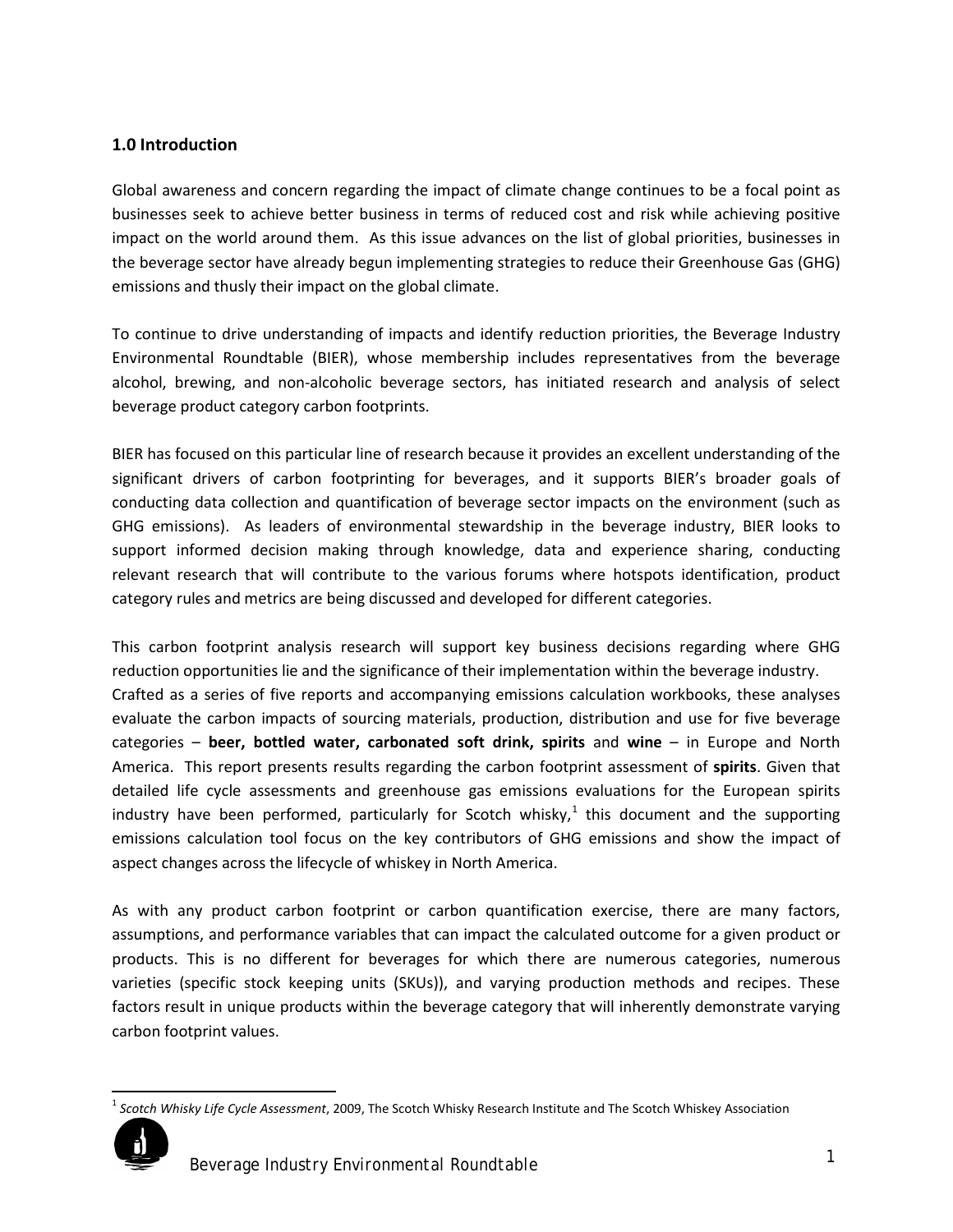## 1.0 Introduction

Global awareness and concern regarding the impact of climate change continues to be a focal point as businesses seek to achieve better business in terms of reduced cost and risk while achieving positive impact on the world around them. As this issue advances on the list of global priorities, businesses in the beverage sector have already begun implementing strategies to reduce their Greenhouse Gas (GHG) emissions and thusly their impact on the global climate.

To continue to drive understanding of impacts and identify reduction priorities, the Beverage Industry Environmental Roundtable (BIER), whose membership includes representatives from the beverage alcohol, brewing, and non-alcoholic beverage sectors, has initiated research and analysis of select beverage product category carbon footprints.

BIER has focused on this particular line of research because it provides an excellent understanding of the significant drivers of carbon footprinting for beverages, and it supports BIER's broader goals of conducting data collection and quantification of beverage sector impacts on the environment (such as GHG emissions). As leaders of environmental stewardship in the beverage industry, BIER looks to support informed decision making through knowledge, data and experience sharing, conducting relevant research that will contribute to the various forums where hotspots identification, product category rules and metrics are being discussed and developed for different categories.

This carbon footprint analysis research will support key business decisions regarding where GHG reduction opportunities lie and the significance of their implementation within the beverage industry. Crafted as a series of five reports and accompanying emissions calculation workbooks, these analyses evaluate the carbon impacts of sourcing materials, production, distribution and use for five beverage categories – **beer, bottled water, carbonated soft drink, spirits** and **wine** – in Europe and North America. This report presents results regarding the carbon footprint assessment of **spirits**. Given that detailed life cycle assessments and greenhouse gas emissions evaluations for the European spirits industry have been performed, particularly for Scotch whisky,[1] this document and the supporting emissions calculation tool focus on the key contributors of GHG emissions and show the impact of aspect changes across the lifecycle of whiskey in North America.

As with any product carbon footprint or carbon quantification exercise, there are many factors, assumptions, and performance variables that can impact the calculated outcome for a given product or products. This is no different for beverages for which there are numerous categories, numerous varieties (specific stock keeping units (SKUs)), and varying production methods and recipes. These factors result in unique products within the beverage category that will inherently demonstrate varying carbon footprint values.

[1] *Scotch Whisky Life Cycle Assessment*, 2009, The Scotch Whisky Research Institute and The Scotch Whiskey Association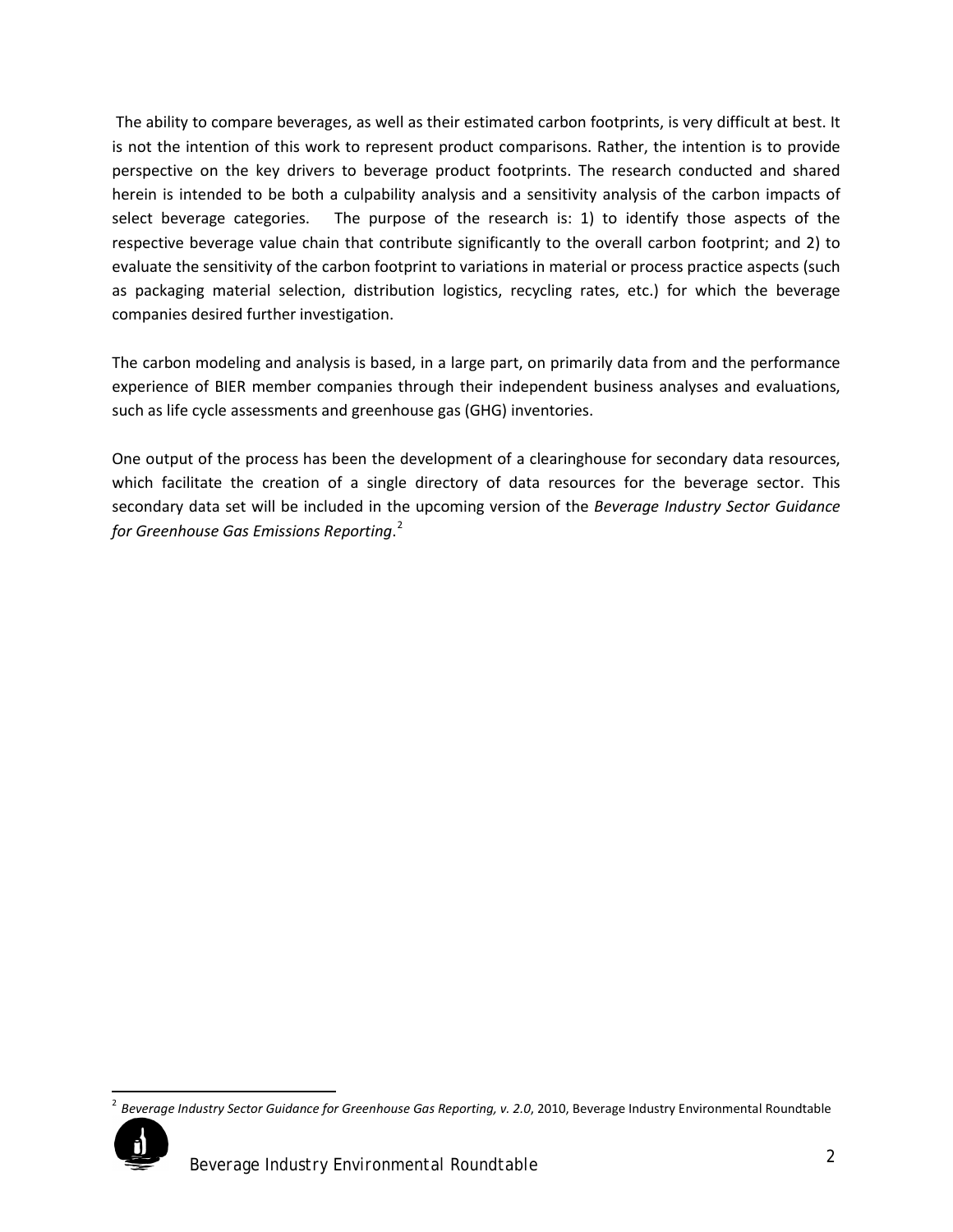The ability to compare beverages, as well as their estimated carbon footprints, is very difficult at best. It is not the intention of this work to represent product comparisons. Rather, the intention is to provide perspective on the key drivers to beverage product footprints. The research conducted and shared herein is intended to be both a culpability analysis and a sensitivity analysis of the carbon impacts of select beverage categories. The purpose of the research is: 1) to identify those aspects of the respective beverage value chain that contribute significantly to the overall carbon footprint; and 2) to evaluate the sensitivity of the carbon footprint to variations in material or process practice aspects (such as packaging material selection, distribution logistics, recycling rates, etc.) for which the beverage companies desired further investigation.

The carbon modeling and analysis is based, in a large part, on primarily data from and the performance experience of BIER member companies through their independent business analyses and evaluations, such as life cycle assessments and greenhouse gas (GHG) inventories.

One output of the process has been the development of a clearinghouse for secondary data resources, which facilitate the creation of a single directory of data resources for the beverage sector. This secondary data set will be included in the upcoming version of the *Beverage Industry Sector Guidance for Greenhouse Gas Emissions Reporting*.[2]

---

[2] *Beverage Industry Sector Guidance for Greenhouse Gas Reporting, v. 2.0*, 2010, Beverage Industry Environmental Roundtable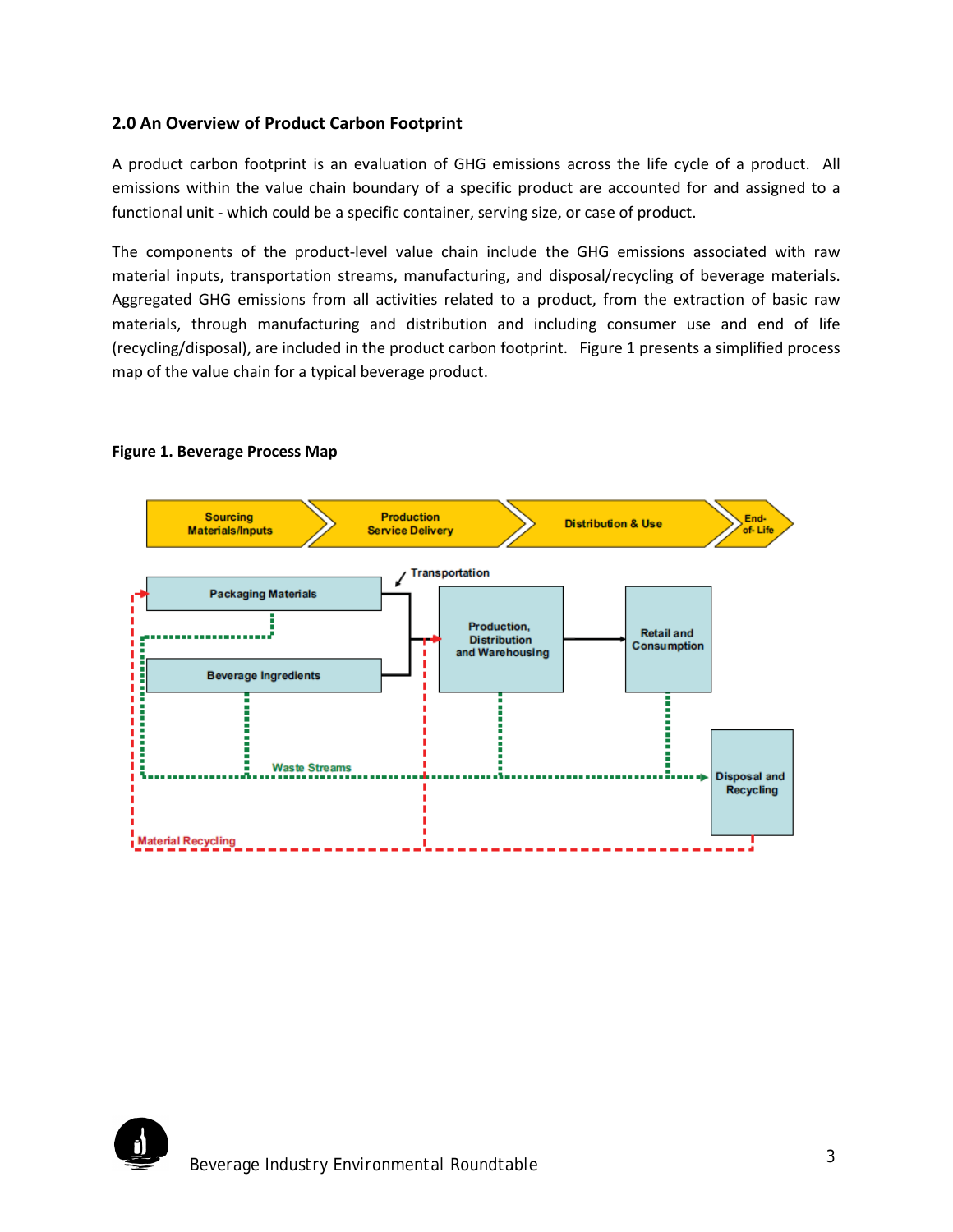## 2.0 An Overview of Product Carbon Footprint

A product carbon footprint is an evaluation of GHG emissions across the life cycle of a product. All emissions within the value chain boundary of a specific product are accounted for and assigned to a functional unit - which could be a specific container, serving size, or case of product.

The components of the product-level value chain include the GHG emissions associated with raw material inputs, transportation streams, manufacturing, and disposal/recycling of beverage materials. Aggregated GHG emissions from all activities related to a product, from the extraction of basic raw materials, through manufacturing and distribution and including consumer use and end of life (recycling/disposal), are included in the product carbon footprint. Figure 1 presents a simplified process map of the value chain for a typical beverage product.

**Figure 1. Beverage Process Map**

Sourcing Materials/Inputs → Production Service Delivery → Distribution & Use → End-of-Life

Packaging Materials, Beverage Ingredients → Transportation → Production, Distribution and Warehousing → Retail and Consumption

Waste Streams → Disposal and Recycling

Material Recycling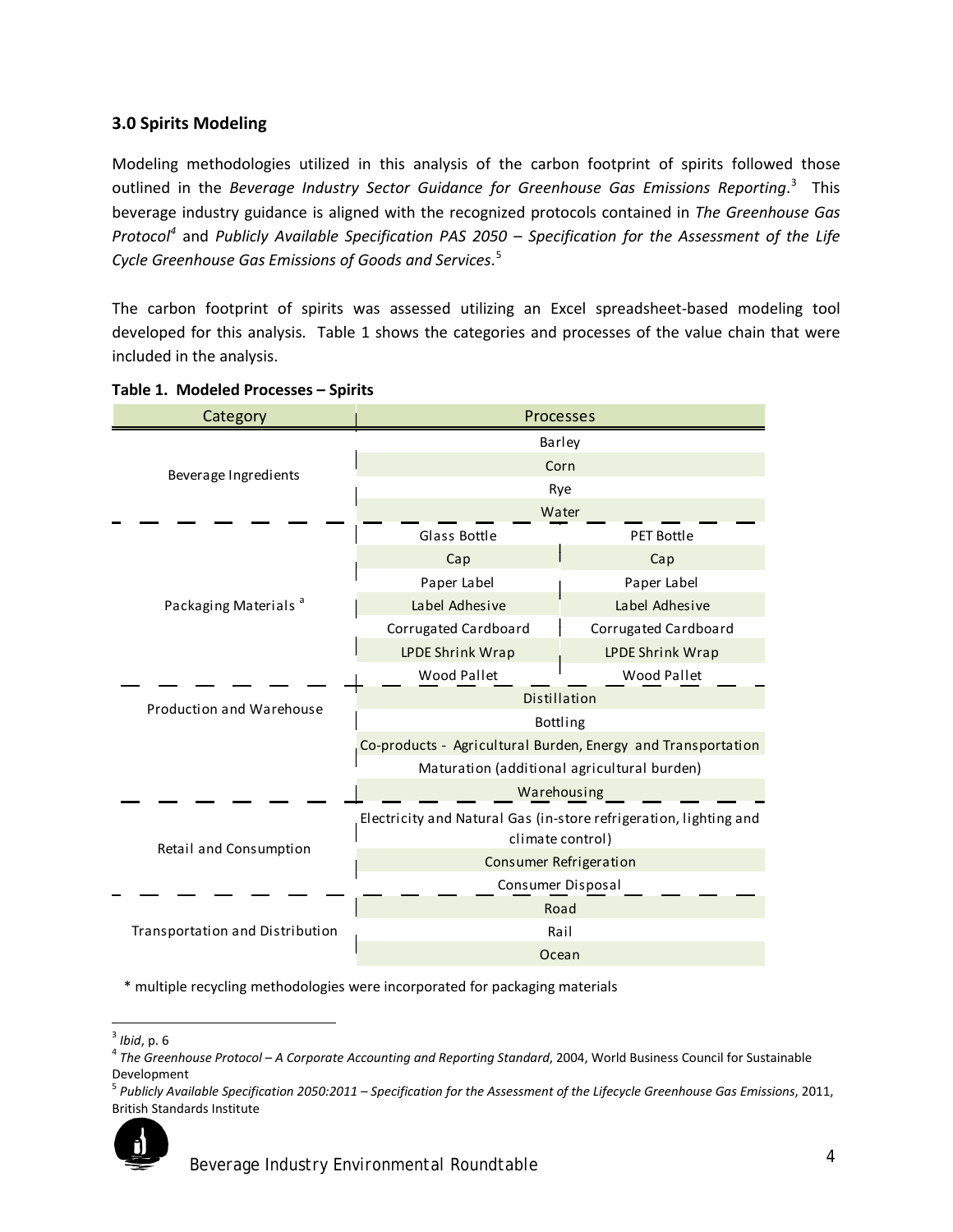### 3.0 Spirits Modeling

Modeling methodologies utilized in this analysis of the carbon footprint of spirits followed those outlined in the *Beverage Industry Sector Guidance for Greenhouse Gas Emissions Reporting*.[3] This beverage industry guidance is aligned with the recognized protocols contained in *The Greenhouse Gas Protocol*[4] and *Publicly Available Specification PAS 2050 – Specification for the Assessment of the Life Cycle Greenhouse Gas Emissions of Goods and Services*.[5]

The carbon footprint of spirits was assessed utilizing an Excel spreadsheet-based modeling tool developed for this analysis. Table 1 shows the categories and processes of the value chain that were included in the analysis.

**Table 1. Modeled Processes – Spirits**

| Category | Processes | |
|---|---|---|
| Beverage Ingredients | Barley | |
| | Corn | |
| | Rye | |
| | Water | |
| Packaging Materials [a] | Glass Bottle | PET Bottle |
| | Cap | Cap |
| | Paper Label | Paper Label |
| | Label Adhesive | Label Adhesive |
| | Corrugated Cardboard | Corrugated Cardboard |
| | LPDE Shrink Wrap | LPDE Shrink Wrap |
| | Wood Pallet | Wood Pallet |
| Production and Warehouse | Distillation | |
| | Bottling | |
| | Co-products - Agricultural Burden, Energy and Transportation | |
| | Maturation (additional agricultural burden) | |
| | Warehousing | |
| Retail and Consumption | Electricity and Natural Gas (in-store refrigeration, lighting and climate control) | |
| | Consumer Refrigeration | |
| | Consumer Disposal | |
| Transportation and Distribution | Road | |
| | Rail | |
| | Ocean | |

\* multiple recycling methodologies were incorporated for packaging materials

---

[3] *Ibid*, p. 6

[4] *The Greenhouse Protocol – A Corporate Accounting and Reporting Standard*, 2004, World Business Council for Sustainable Development

[5] *Publicly Available Specification 2050:2011 – Specification for the Assessment of the Lifecycle Greenhouse Gas Emissions*, 2011, British Standards Institute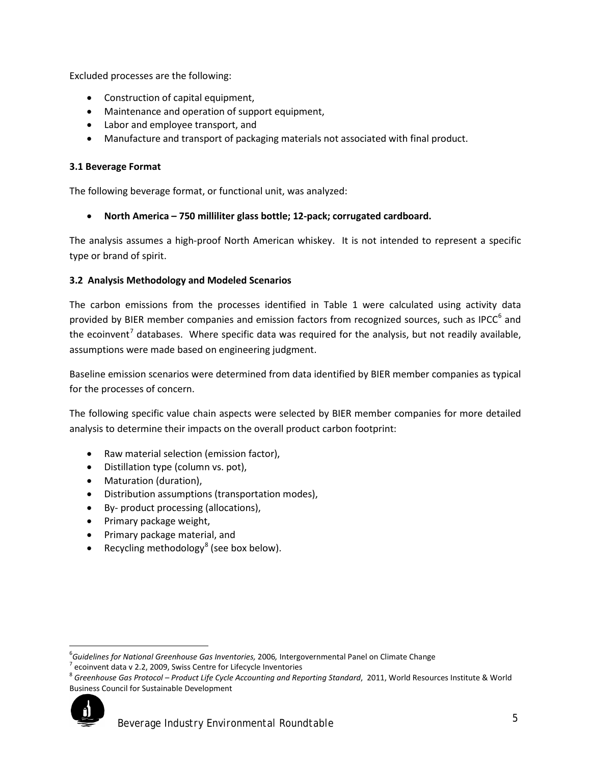Excluded processes are the following:

- Construction of capital equipment,
- Maintenance and operation of support equipment,
- Labor and employee transport, and
- Manufacture and transport of packaging materials not associated with final product.

### 3.1 Beverage Format

The following beverage format, or functional unit, was analyzed:

- **North America – 750 milliliter glass bottle; 12-pack; corrugated cardboard.**

The analysis assumes a high-proof North American whiskey. It is not intended to represent a specific type or brand of spirit.

### 3.2 Analysis Methodology and Modeled Scenarios

The carbon emissions from the processes identified in Table 1 were calculated using activity data provided by BIER member companies and emission factors from recognized sources, such as IPCC[6] and the ecoinvent[7] databases. Where specific data was required for the analysis, but not readily available, assumptions were made based on engineering judgment.

Baseline emission scenarios were determined from data identified by BIER member companies as typical for the processes of concern.

The following specific value chain aspects were selected by BIER member companies for more detailed analysis to determine their impacts on the overall product carbon footprint:

- Raw material selection (emission factor),
- Distillation type (column vs. pot),
- Maturation (duration),
- Distribution assumptions (transportation modes),
- By- product processing (allocations),
- Primary package weight,
- Primary package material, and
- Recycling methodology[8] (see box below).

---

[6] *Guidelines for National Greenhouse Gas Inventories,* 2006, Intergovernmental Panel on Climate Change

[7] ecoinvent data v 2.2, 2009, Swiss Centre for Lifecycle Inventories

[8] *Greenhouse Gas Protocol – Product Life Cycle Accounting and Reporting Standard*, 2011, World Resources Institute & World Business Council for Sustainable Development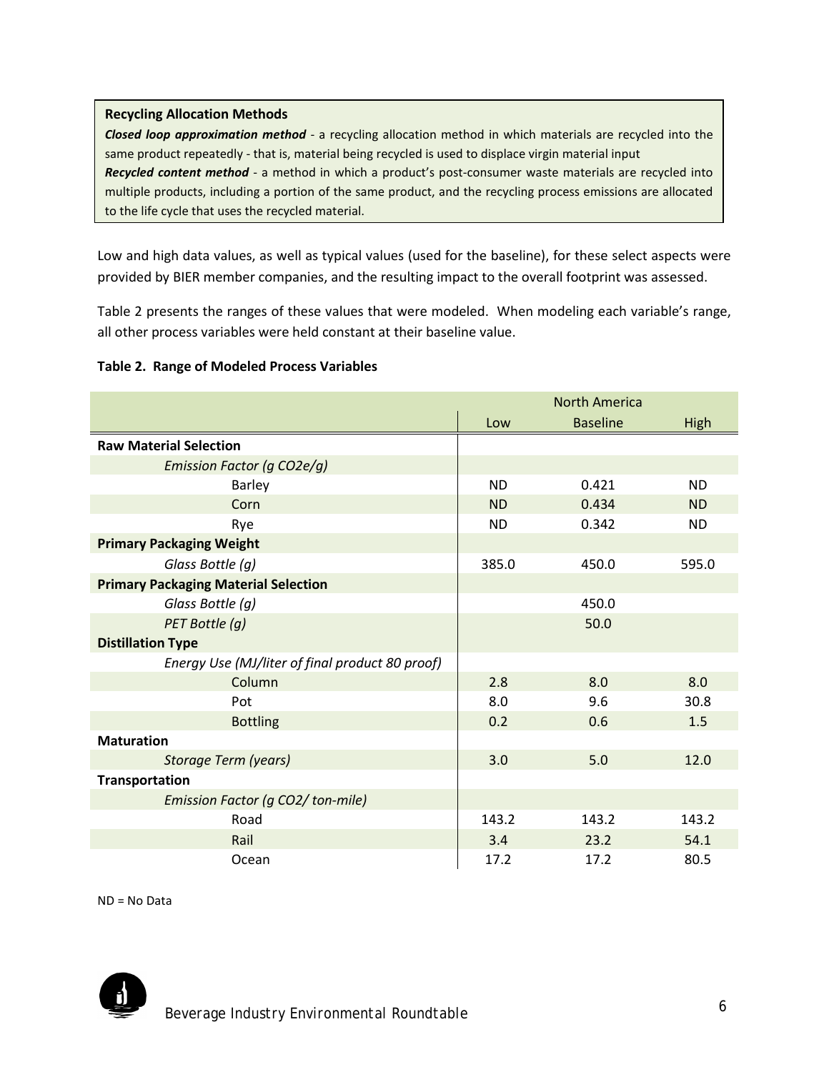**Recycling Allocation Methods**

***Closed loop approximation method*** - a recycling allocation method in which materials are recycled into the same product repeatedly - that is, material being recycled is used to displace virgin material input

***Recycled content method*** - a method in which a product's post-consumer waste materials are recycled into multiple products, including a portion of the same product, and the recycling process emissions are allocated to the life cycle that uses the recycled material.

Low and high data values, as well as typical values (used for the baseline), for these select aspects were provided by BIER member companies, and the resulting impact to the overall footprint was assessed.

Table 2 presents the ranges of these values that were modeled. When modeling each variable's range, all other process variables were held constant at their baseline value.

**Table 2. Range of Modeled Process Variables**

| | North America | | |
|---|---|---|---|
| | Low | Baseline | High |
| **Raw Material Selection** | | | |
| *Emission Factor (g CO2e/g)* | | | |
| Barley | ND | 0.421 | ND |
| Corn | ND | 0.434 | ND |
| Rye | ND | 0.342 | ND |
| **Primary Packaging Weight** | | | |
| *Glass Bottle (g)* | 385.0 | 450.0 | 595.0 |
| **Primary Packaging Material Selection** | | | |
| *Glass Bottle (g)* | | 450.0 | |
| *PET Bottle (g)* | | 50.0 | |
| **Distillation Type** | | | |
| *Energy Use (MJ/liter of final product 80 proof)* | | | |
| Column | 2.8 | 8.0 | 8.0 |
| Pot | 8.0 | 9.6 | 30.8 |
| Bottling | 0.2 | 0.6 | 1.5 |
| **Maturation** | | | |
| *Storage Term (years)* | 3.0 | 5.0 | 12.0 |
| **Transportation** | | | |
| *Emission Factor (g CO2/ ton-mile)* | | | |
| Road | 143.2 | 143.2 | 143.2 |
| Rail | 3.4 | 23.2 | 54.1 |
| Ocean | 17.2 | 17.2 | 80.5 |

ND = No Data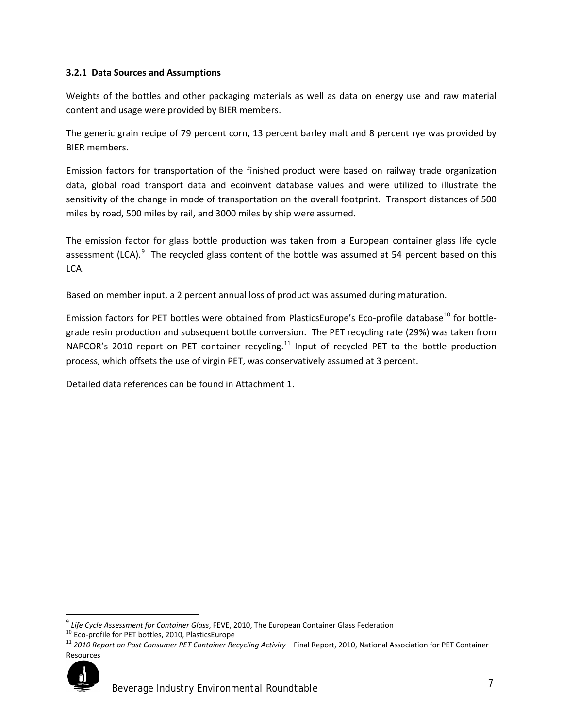### 3.2.1 Data Sources and Assumptions

Weights of the bottles and other packaging materials as well as data on energy use and raw material content and usage were provided by BIER members.

The generic grain recipe of 79 percent corn, 13 percent barley malt and 8 percent rye was provided by BIER members.

Emission factors for transportation of the finished product were based on railway trade organization data, global road transport data and ecoinvent database values and were utilized to illustrate the sensitivity of the change in mode of transportation on the overall footprint. Transport distances of 500 miles by road, 500 miles by rail, and 3000 miles by ship were assumed.

The emission factor for glass bottle production was taken from a European container glass life cycle assessment (LCA).[9] The recycled glass content of the bottle was assumed at 54 percent based on this LCA.

Based on member input, a 2 percent annual loss of product was assumed during maturation.

Emission factors for PET bottles were obtained from PlasticsEurope's Eco-profile database[10] for bottle-grade resin production and subsequent bottle conversion. The PET recycling rate (29%) was taken from NAPCOR's 2010 report on PET container recycling.[11] Input of recycled PET to the bottle production process, which offsets the use of virgin PET, was conservatively assumed at 3 percent.

Detailed data references can be found in Attachment 1.

---

[9] *Life Cycle Assessment for Container Glass*, FEVE, 2010, The European Container Glass Federation

[10] Eco-profile for PET bottles, 2010, PlasticsEurope

[11] *2010 Report on Post Consumer PET Container Recycling Activity* – Final Report, 2010, National Association for PET Container Resources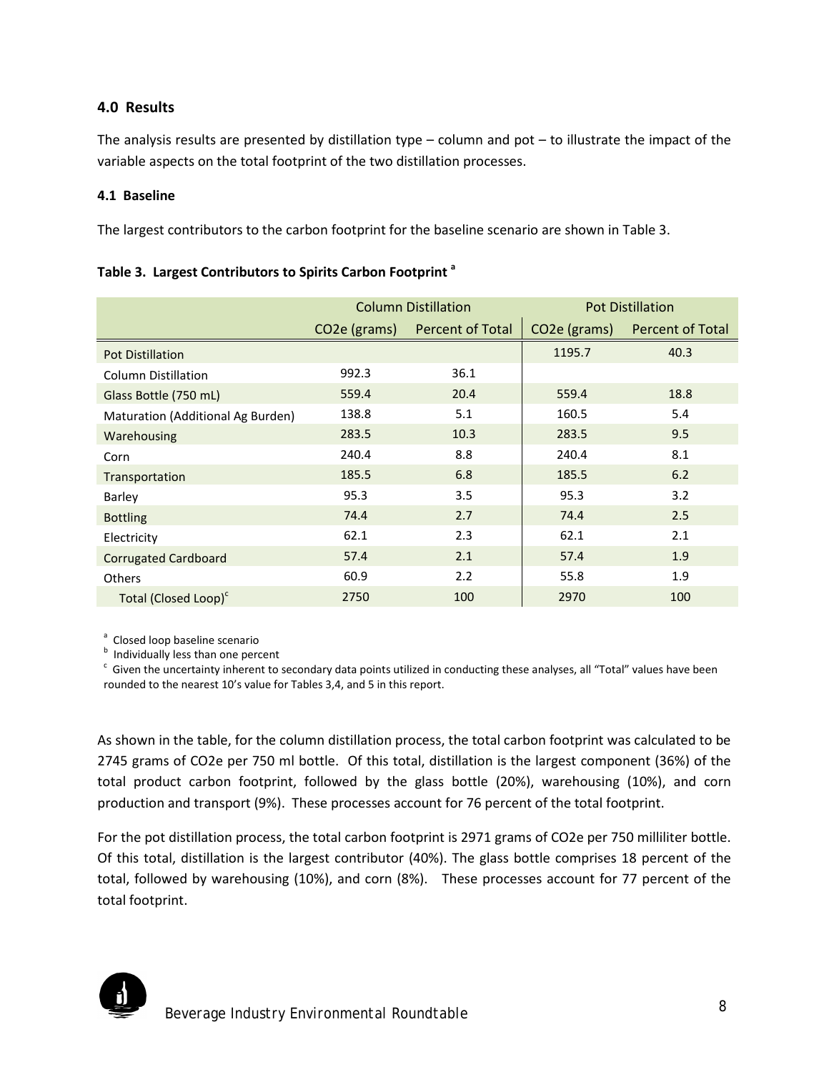## 4.0 Results

The analysis results are presented by distillation type – column and pot – to illustrate the impact of the variable aspects on the total footprint of the two distillation processes.

### 4.1 Baseline

The largest contributors to the carbon footprint for the baseline scenario are shown in Table 3.

**Table 3. Largest Contributors to Spirits Carbon Footprint [a]**

| | Column Distillation | | Pot Distillation | |
|---|---|---|---|---|
| | $CO_2e$ (grams) | Percent of Total | $CO_2e$ (grams) | Percent of Total |
| Pot Distillation | | | 1195.7 | 40.3 |
| Column Distillation | 992.3 | 36.1 | | |
| Glass Bottle (750 mL) | 559.4 | 20.4 | 559.4 | 18.8 |
| Maturation (Additional Ag Burden) | 138.8 | 5.1 | 160.5 | 5.4 |
| Warehousing | 283.5 | 10.3 | 283.5 | 9.5 |
| Corn | 240.4 | 8.8 | 240.4 | 8.1 |
| Transportation | 185.5 | 6.8 | 185.5 | 6.2 |
| Barley | 95.3 | 3.5 | 95.3 | 3.2 |
| Bottling | 74.4 | 2.7 | 74.4 | 2.5 |
| Electricity | 62.1 | 2.3 | 62.1 | 2.1 |
| Corrugated Cardboard | 57.4 | 2.1 | 57.4 | 1.9 |
| Others | 60.9 | 2.2 | 55.8 | 1.9 |
| Total (Closed Loop)[c] | 2750 | 100 | 2970 | 100 |

[a] Closed loop baseline scenario
[b] Individually less than one percent
[c] Given the uncertainty inherent to secondary data points utilized in conducting these analyses, all "Total" values have been rounded to the nearest 10's value for Tables 3,4, and 5 in this report.

As shown in the table, for the column distillation process, the total carbon footprint was calculated to be 2745 grams of $CO_2e$ per 750 ml bottle. Of this total, distillation is the largest component (36%) of the total product carbon footprint, followed by the glass bottle (20%), warehousing (10%), and corn production and transport (9%). These processes account for 76 percent of the total footprint.

For the pot distillation process, the total carbon footprint is 2971 grams of $CO_2e$ per 750 milliliter bottle. Of this total, distillation is the largest contributor (40%). The glass bottle comprises 18 percent of the total, followed by warehousing (10%), and corn (8%). These processes account for 77 percent of the total footprint.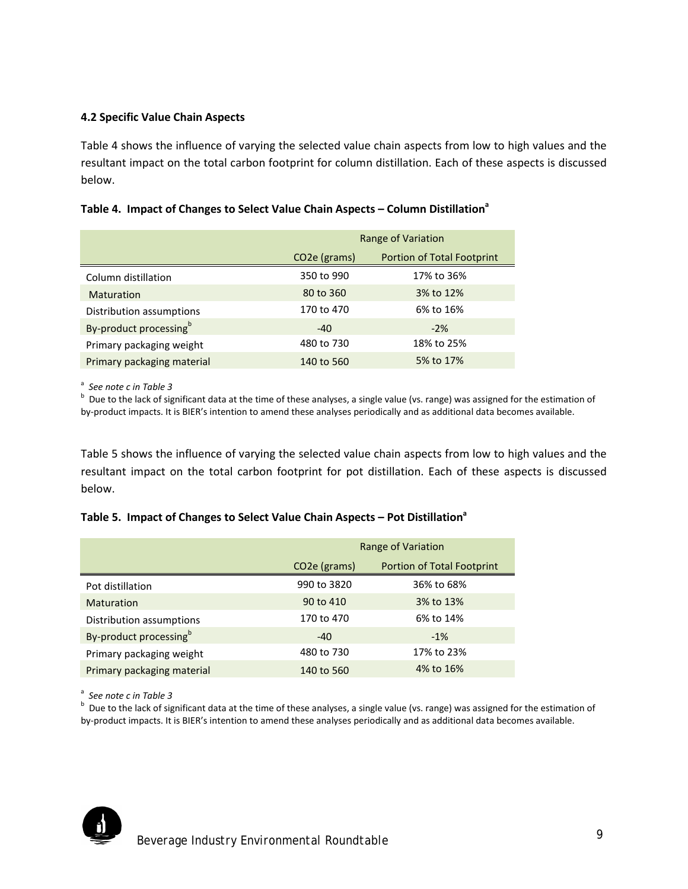### 4.2 Specific Value Chain Aspects

Table 4 shows the influence of varying the selected value chain aspects from low to high values and the resultant impact on the total carbon footprint for column distillation. Each of these aspects is discussed below.

**Table 4. Impact of Changes to Select Value Chain Aspects – Column Distillation[a]**

| | Range of Variation | |
|---|---|---|
| | $CO_2e$ (grams) | Portion of Total Footprint |
| Column distillation | 350 to 990 | 17% to 36% |
| Maturation | 80 to 360 | 3% to 12% |
| Distribution assumptions | 170 to 470 | 6% to 16% |
| By-product processing[b] | -40 | -2% |
| Primary packaging weight | 480 to 730 | 18% to 25% |
| Primary packaging material | 140 to 560 | 5% to 17% |

[a] *See note c in Table 3*

[b] Due to the lack of significant data at the time of these analyses, a single value (vs. range) was assigned for the estimation of by-product impacts. It is BIER's intention to amend these analyses periodically and as additional data becomes available.

Table 5 shows the influence of varying the selected value chain aspects from low to high values and the resultant impact on the total carbon footprint for pot distillation. Each of these aspects is discussed below.

**Table 5. Impact of Changes to Select Value Chain Aspects – Pot Distillation[a]**

| | Range of Variation | |
|---|---|---|
| | $CO_2e$ (grams) | Portion of Total Footprint |
| Pot distillation | 990 to 3820 | 36% to 68% |
| Maturation | 90 to 410 | 3% to 13% |
| Distribution assumptions | 170 to 470 | 6% to 14% |
| By-product processing[b] | -40 | -1% |
| Primary packaging weight | 480 to 730 | 17% to 23% |
| Primary packaging material | 140 to 560 | 4% to 16% |

[a] *See note c in Table 3*

[b] Due to the lack of significant data at the time of these analyses, a single value (vs. range) was assigned for the estimation of by-product impacts. It is BIER's intention to amend these analyses periodically and as additional data becomes available.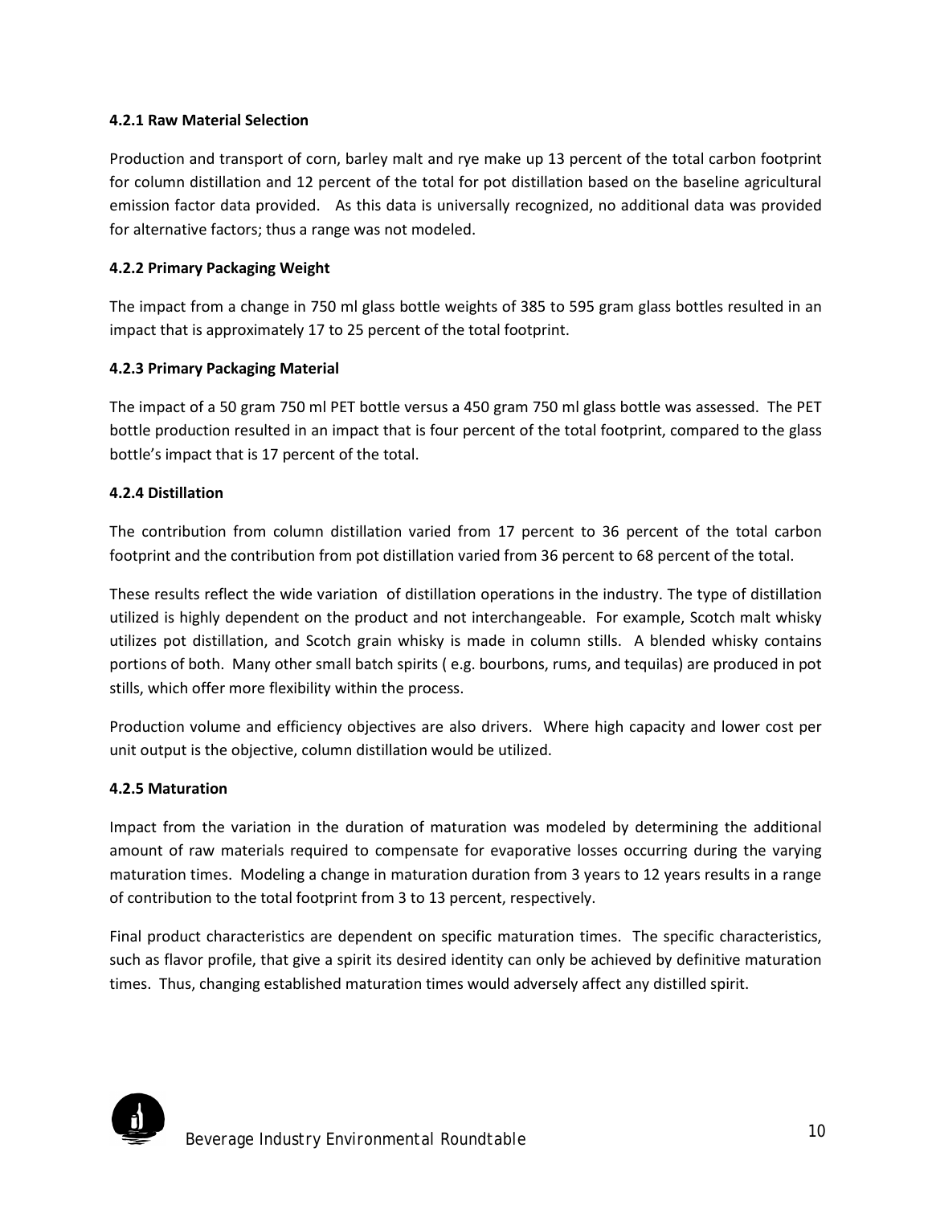#### 4.2.1 Raw Material Selection

Production and transport of corn, barley malt and rye make up 13 percent of the total carbon footprint for column distillation and 12 percent of the total for pot distillation based on the baseline agricultural emission factor data provided. As this data is universally recognized, no additional data was provided for alternative factors; thus a range was not modeled.

#### 4.2.2 Primary Packaging Weight

The impact from a change in 750 ml glass bottle weights of 385 to 595 gram glass bottles resulted in an impact that is approximately 17 to 25 percent of the total footprint.

#### 4.2.3 Primary Packaging Material

The impact of a 50 gram 750 ml PET bottle versus a 450 gram 750 ml glass bottle was assessed. The PET bottle production resulted in an impact that is four percent of the total footprint, compared to the glass bottle's impact that is 17 percent of the total.

#### 4.2.4 Distillation

The contribution from column distillation varied from 17 percent to 36 percent of the total carbon footprint and the contribution from pot distillation varied from 36 percent to 68 percent of the total.

These results reflect the wide variation of distillation operations in the industry. The type of distillation utilized is highly dependent on the product and not interchangeable. For example, Scotch malt whisky utilizes pot distillation, and Scotch grain whisky is made in column stills. A blended whisky contains portions of both. Many other small batch spirits ( e.g. bourbons, rums, and tequilas) are produced in pot stills, which offer more flexibility within the process.

Production volume and efficiency objectives are also drivers. Where high capacity and lower cost per unit output is the objective, column distillation would be utilized.

#### 4.2.5 Maturation

Impact from the variation in the duration of maturation was modeled by determining the additional amount of raw materials required to compensate for evaporative losses occurring during the varying maturation times. Modeling a change in maturation duration from 3 years to 12 years results in a range of contribution to the total footprint from 3 to 13 percent, respectively.

Final product characteristics are dependent on specific maturation times. The specific characteristics, such as flavor profile, that give a spirit its desired identity can only be achieved by definitive maturation times. Thus, changing established maturation times would adversely affect any distilled spirit.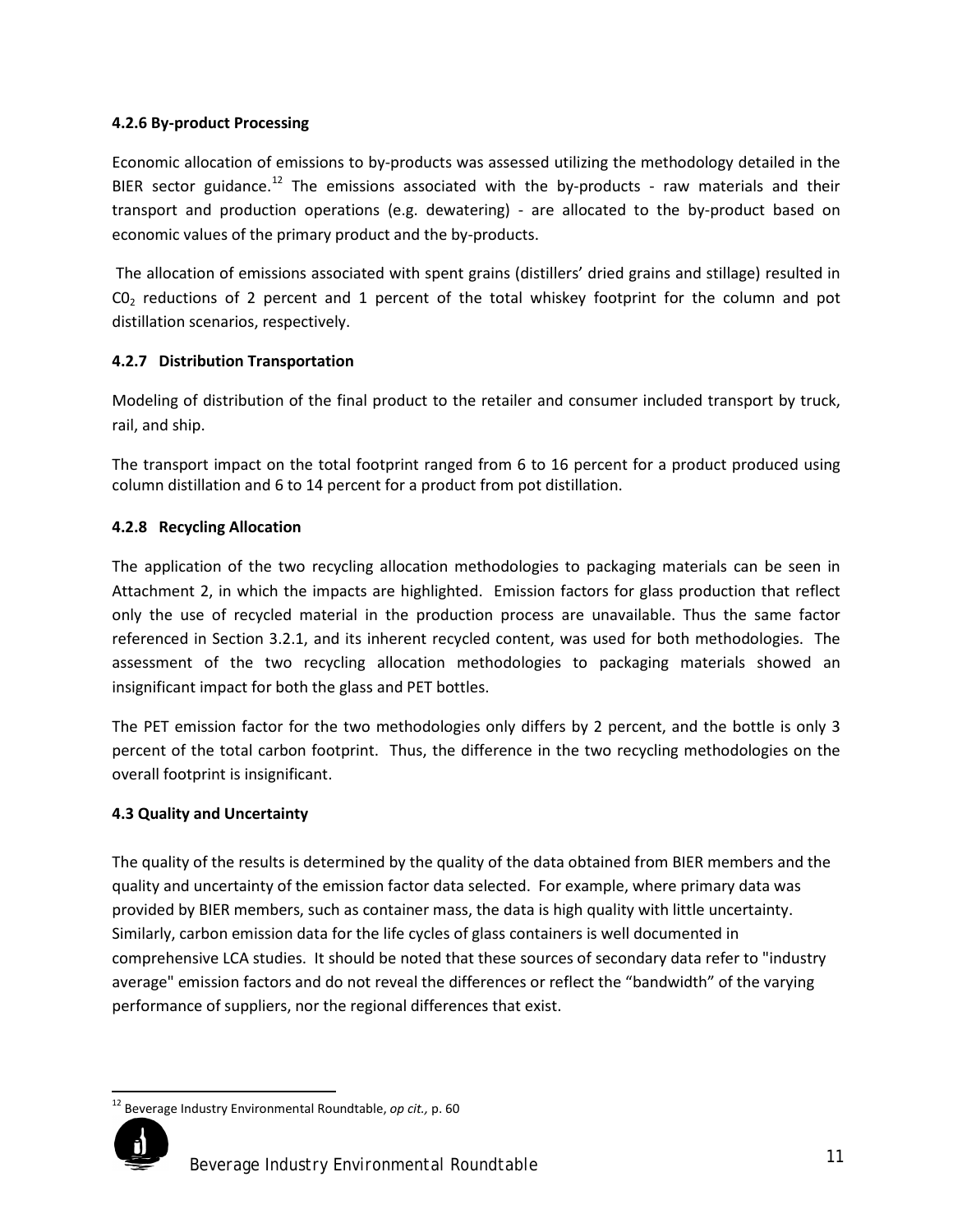### 4.2.6 By-product Processing

Economic allocation of emissions to by-products was assessed utilizing the methodology detailed in the BIER sector guidance.[12] The emissions associated with the by-products - raw materials and their transport and production operations (e.g. dewatering) - are allocated to the by-product based on economic values of the primary product and the by-products.

The allocation of emissions associated with spent grains (distillers' dried grains and stillage) resulted in $C0_2$ reductions of 2 percent and 1 percent of the total whiskey footprint for the column and pot distillation scenarios, respectively.

### 4.2.7 Distribution Transportation

Modeling of distribution of the final product to the retailer and consumer included transport by truck, rail, and ship.

The transport impact on the total footprint ranged from 6 to 16 percent for a product produced using column distillation and 6 to 14 percent for a product from pot distillation.

### 4.2.8 Recycling Allocation

The application of the two recycling allocation methodologies to packaging materials can be seen in Attachment 2, in which the impacts are highlighted. Emission factors for glass production that reflect only the use of recycled material in the production process are unavailable. Thus the same factor referenced in Section 3.2.1, and its inherent recycled content, was used for both methodologies. The assessment of the two recycling allocation methodologies to packaging materials showed an insignificant impact for both the glass and PET bottles.

The PET emission factor for the two methodologies only differs by 2 percent, and the bottle is only 3 percent of the total carbon footprint. Thus, the difference in the two recycling methodologies on the overall footprint is insignificant.

### 4.3 Quality and Uncertainty

The quality of the results is determined by the quality of the data obtained from BIER members and the quality and uncertainty of the emission factor data selected. For example, where primary data was provided by BIER members, such as container mass, the data is high quality with little uncertainty. Similarly, carbon emission data for the life cycles of glass containers is well documented in comprehensive LCA studies. It should be noted that these sources of secondary data refer to "industry average" emission factors and do not reveal the differences or reflect the "bandwidth" of the varying performance of suppliers, nor the regional differences that exist.

---

[12] Beverage Industry Environmental Roundtable, *op cit.,* p. 60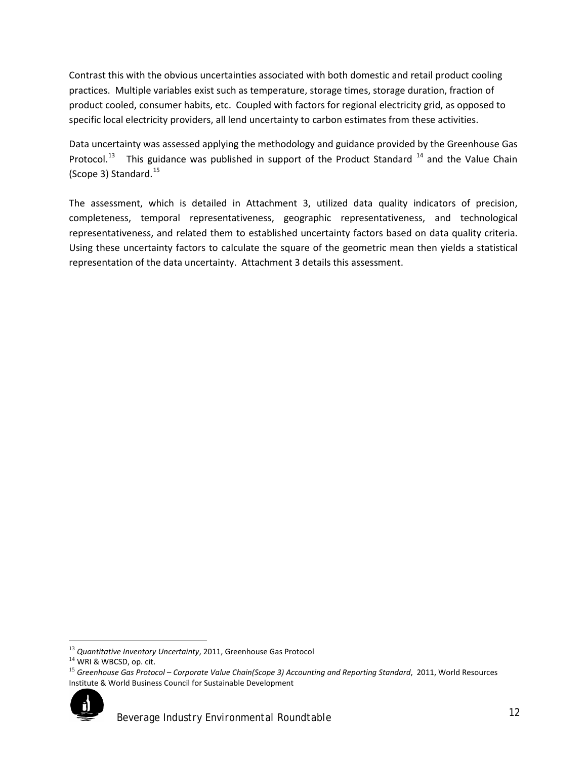Contrast this with the obvious uncertainties associated with both domestic and retail product cooling practices. Multiple variables exist such as temperature, storage times, storage duration, fraction of product cooled, consumer habits, etc. Coupled with factors for regional electricity grid, as opposed to specific local electricity providers, all lend uncertainty to carbon estimates from these activities.

Data uncertainty was assessed applying the methodology and guidance provided by the Greenhouse Gas Protocol.[13] This guidance was published in support of the Product Standard [14] and the Value Chain (Scope 3) Standard.[15]

The assessment, which is detailed in Attachment 3, utilized data quality indicators of precision, completeness, temporal representativeness, geographic representativeness, and technological representativeness, and related them to established uncertainty factors based on data quality criteria. Using these uncertainty factors to calculate the square of the geometric mean then yields a statistical representation of the data uncertainty. Attachment 3 details this assessment.

---

[13] *Quantitative Inventory Uncertainty*, 2011, Greenhouse Gas Protocol

[14] WRI & WBCSD, op. cit.

[15] *Greenhouse Gas Protocol – Corporate Value Chain(Scope 3) Accounting and Reporting Standard*, 2011, World Resources Institute & World Business Council for Sustainable Development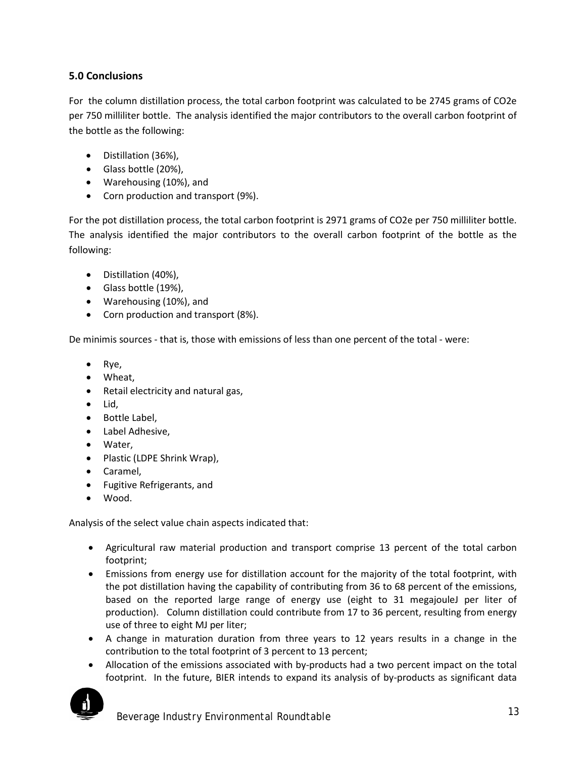## 5.0 Conclusions

For the column distillation process, the total carbon footprint was calculated to be 2745 grams of CO2e per 750 milliliter bottle. The analysis identified the major contributors to the overall carbon footprint of the bottle as the following:

- Distillation (36%),
- Glass bottle (20%),
- Warehousing (10%), and
- Corn production and transport (9%).

For the pot distillation process, the total carbon footprint is 2971 grams of CO2e per 750 milliliter bottle. The analysis identified the major contributors to the overall carbon footprint of the bottle as the following:

- Distillation (40%),
- Glass bottle (19%),
- Warehousing (10%), and
- Corn production and transport (8%).

De minimis sources - that is, those with emissions of less than one percent of the total - were:

- Rye,
- Wheat,
- Retail electricity and natural gas,
- Lid,
- Bottle Label,
- Label Adhesive,
- Water,
- Plastic (LDPE Shrink Wrap),
- Caramel,
- Fugitive Refrigerants, and
- Wood.

Analysis of the select value chain aspects indicated that:

- Agricultural raw material production and transport comprise 13 percent of the total carbon footprint;
- Emissions from energy use for distillation account for the majority of the total footprint, with the pot distillation having the capability of contributing from 36 to 68 percent of the emissions, based on the reported large range of energy use (eight to 31 megajouleJ per liter of production). Column distillation could contribute from 17 to 36 percent, resulting from energy use of three to eight MJ per liter;
- A change in maturation duration from three years to 12 years results in a change in the contribution to the total footprint of 3 percent to 13 percent;
- Allocation of the emissions associated with by-products had a two percent impact on the total footprint. In the future, BIER intends to expand its analysis of by-products as significant data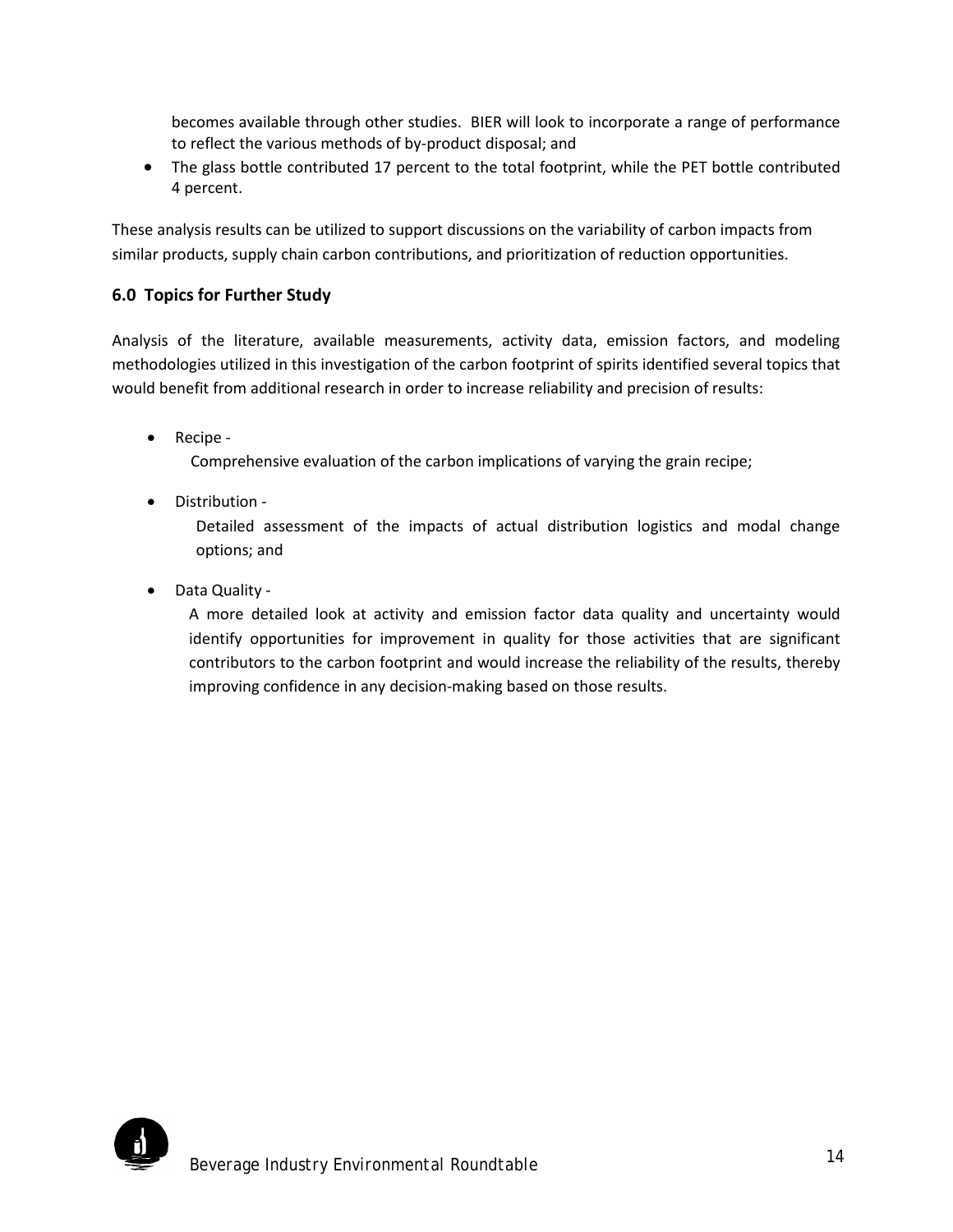becomes available through other studies. BIER will look to incorporate a range of performance to reflect the various methods of by-product disposal; and

- The glass bottle contributed 17 percent to the total footprint, while the PET bottle contributed 4 percent.

These analysis results can be utilized to support discussions on the variability of carbon impacts from similar products, supply chain carbon contributions, and prioritization of reduction opportunities.

## 6.0 Topics for Further Study

Analysis of the literature, available measurements, activity data, emission factors, and modeling methodologies utilized in this investigation of the carbon footprint of spirits identified several topics that would benefit from additional research in order to increase reliability and precision of results:

- Recipe -

  Comprehensive evaluation of the carbon implications of varying the grain recipe;

- Distribution -

  Detailed assessment of the impacts of actual distribution logistics and modal change options; and

- Data Quality -

  A more detailed look at activity and emission factor data quality and uncertainty would identify opportunities for improvement in quality for those activities that are significant contributors to the carbon footprint and would increase the reliability of the results, thereby improving confidence in any decision-making based on those results.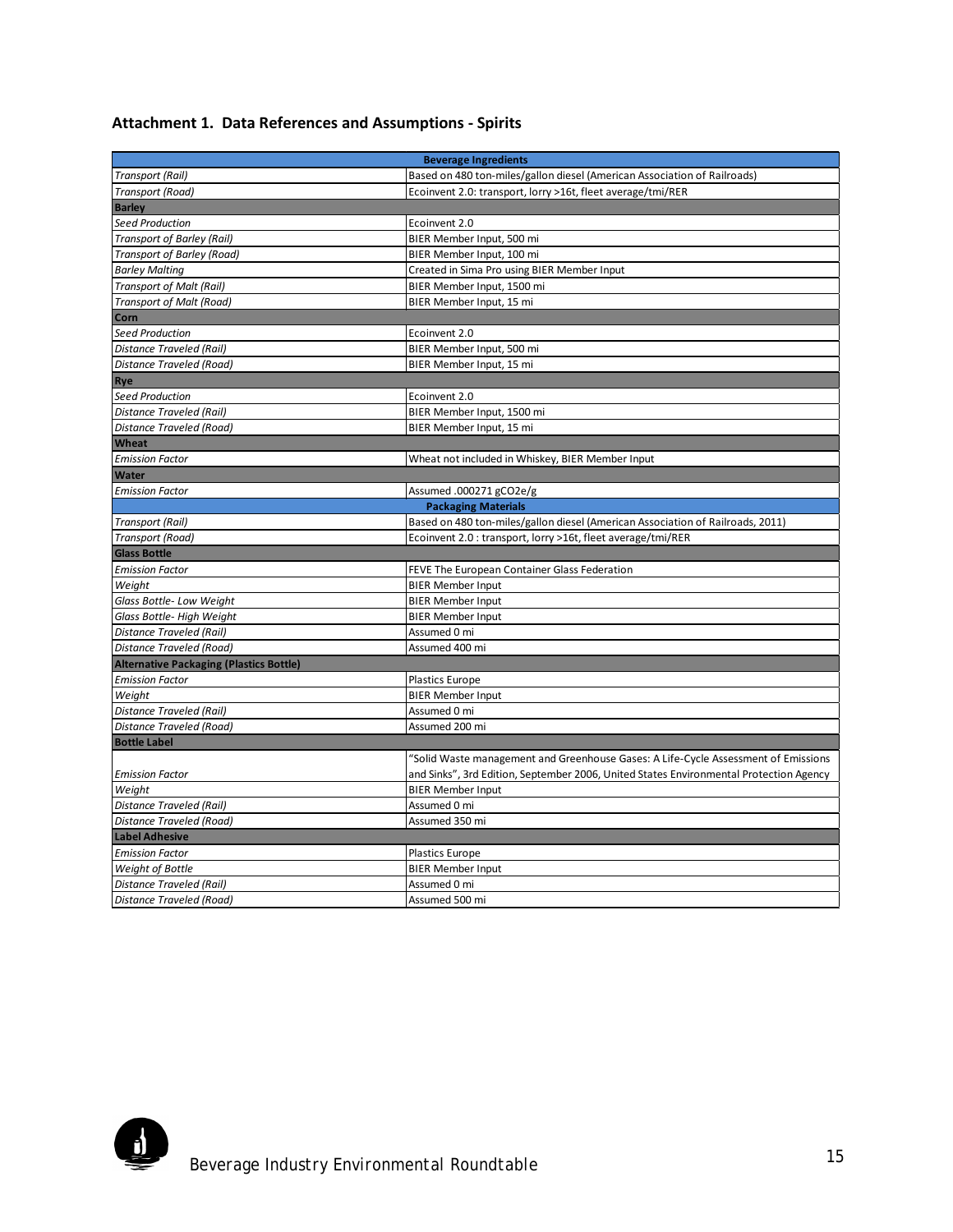## Attachment 1. Data References and Assumptions - Spirits

| **Beverage Ingredients** | |
|---|---|
| *Transport (Rail)* | Based on 480 ton-miles/gallon diesel (American Association of Railroads) |
| *Transport (Road)* | Ecoinvent 2.0: transport, lorry >16t, fleet average/tmi/RER |
| **Barley** | |
| *Seed Production* | Ecoinvent 2.0 |
| *Transport of Barley (Rail)* | BIER Member Input, 500 mi |
| *Transport of Barley (Road)* | BIER Member Input, 100 mi |
| *Barley Malting* | Created in Sima Pro using BIER Member Input |
| *Transport of Malt (Rail)* | BIER Member Input, 1500 mi |
| *Transport of Malt (Road)* | BIER Member Input, 15 mi |
| **Corn** | |
| *Seed Production* | Ecoinvent 2.0 |
| *Distance Traveled (Rail)* | BIER Member Input, 500 mi |
| *Distance Traveled (Road)* | BIER Member Input, 15 mi |
| **Rye** | |
| *Seed Production* | Ecoinvent 2.0 |
| *Distance Traveled (Rail)* | BIER Member Input, 1500 mi |
| *Distance Traveled (Road)* | BIER Member Input, 15 mi |
| **Wheat** | |
| *Emission Factor* | Wheat not included in Whiskey, BIER Member Input |
| **Water** | |
| *Emission Factor* | Assumed .000271 gCO2e/g |
| **Packaging Materials** | |
| *Transport (Rail)* | Based on 480 ton-miles/gallon diesel (American Association of Railroads, 2011) |
| *Transport (Road)* | Ecoinvent 2.0 : transport, lorry >16t, fleet average/tmi/RER |
| **Glass Bottle** | |
| *Emission Factor* | FEVE The European Container Glass Federation |
| *Weight* | BIER Member Input |
| *Glass Bottle- Low Weight* | BIER Member Input |
| *Glass Bottle- High Weight* | BIER Member Input |
| *Distance Traveled (Rail)* | Assumed 0 mi |
| *Distance Traveled (Road)* | Assumed 400 mi |
| **Alternative Packaging (Plastics Bottle)** | |
| *Emission Factor* | Plastics Europe |
| *Weight* | BIER Member Input |
| *Distance Traveled (Rail)* | Assumed 0 mi |
| *Distance Traveled (Road)* | Assumed 200 mi |
| **Bottle Label** | |
| *Emission Factor* | "Solid Waste management and Greenhouse Gases: A Life-Cycle Assessment of Emissions and Sinks", 3rd Edition, September 2006, United States Environmental Protection Agency |
| *Weight* | BIER Member Input |
| *Distance Traveled (Rail)* | Assumed 0 mi |
| *Distance Traveled (Road)* | Assumed 350 mi |
| **Label Adhesive** | |
| *Emission Factor* | Plastics Europe |
| *Weight of Bottle* | BIER Member Input |
| *Distance Traveled (Rail)* | Assumed 0 mi |
| *Distance Traveled (Road)* | Assumed 500 mi |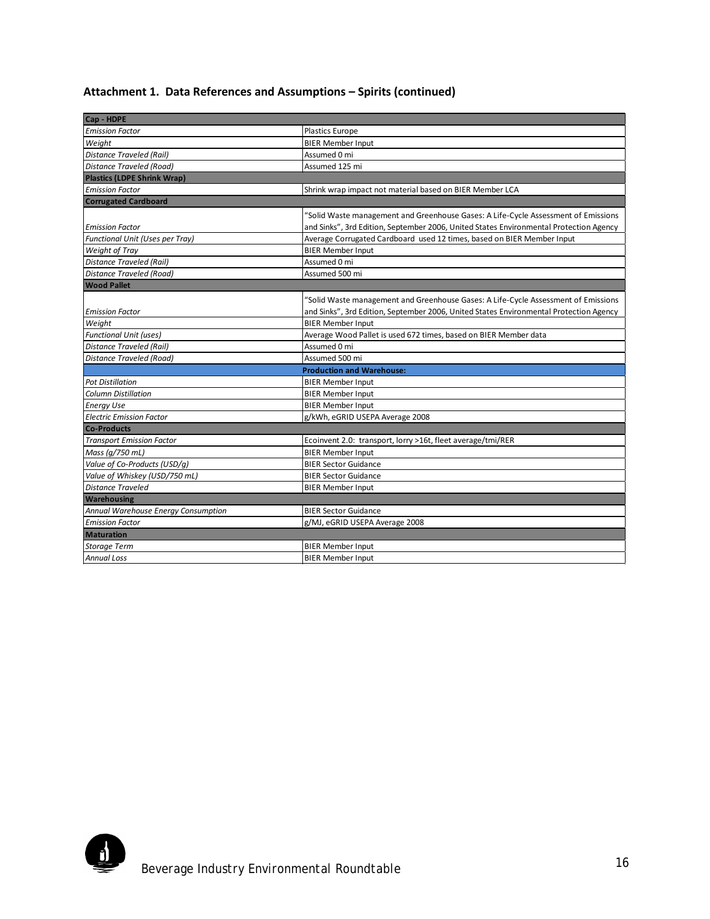## Attachment 1. Data References and Assumptions – Spirits (continued)

| **Cap - HDPE** | |
|---|---|
| *Emission Factor* | Plastics Europe |
| *Weight* | BIER Member Input |
| *Distance Traveled (Rail)* | Assumed 0 mi |
| *Distance Traveled (Road)* | Assumed 125 mi |
| **Plastics (LDPE Shrink Wrap)** | |
| *Emission Factor* | Shrink wrap impact not material based on BIER Member LCA |
| **Corrugated Cardboard** | |
| *Emission Factor* | "Solid Waste management and Greenhouse Gases: A Life-Cycle Assessment of Emissions and Sinks", 3rd Edition, September 2006, United States Environmental Protection Agency |
| *Functional Unit (Uses per Tray)* | Average Corrugated Cardboard used 12 times, based on BIER Member Input |
| *Weight of Tray* | BIER Member Input |
| *Distance Traveled (Rail)* | Assumed 0 mi |
| *Distance Traveled (Road)* | Assumed 500 mi |
| **Wood Pallet** | |
| *Emission Factor* | "Solid Waste management and Greenhouse Gases: A Life-Cycle Assessment of Emissions and Sinks", 3rd Edition, September 2006, United States Environmental Protection Agency |
| *Weight* | BIER Member Input |
| *Functional Unit (uses)* | Average Wood Pallet is used 672 times, based on BIER Member data |
| *Distance Traveled (Rail)* | Assumed 0 mi |
| *Distance Traveled (Road)* | Assumed 500 mi |
| **Production and Warehouse:** | |
| *Pot Distillation* | BIER Member Input |
| *Column Distillation* | BIER Member Input |
| *Energy Use* | BIER Member Input |
| *Electric Emission Factor* | g/kWh, eGRID USEPA Average 2008 |
| **Co-Products** | |
| *Transport Emission Factor* | Ecoinvent 2.0: transport, lorry >16t, fleet average/tmi/RER |
| *Mass (g/750 mL)* | BIER Member Input |
| *Value of Co-Products (USD/g)* | BIER Sector Guidance |
| *Value of Whiskey (USD/750 mL)* | BIER Sector Guidance |
| *Distance Traveled* | BIER Member Input |
| **Warehousing** | |
| *Annual Warehouse Energy Consumption* | BIER Sector Guidance |
| *Emission Factor* | g/MJ, eGRID USEPA Average 2008 |
| **Maturation** | |
| *Storage Term* | BIER Member Input |
| *Annual Loss* | BIER Member Input |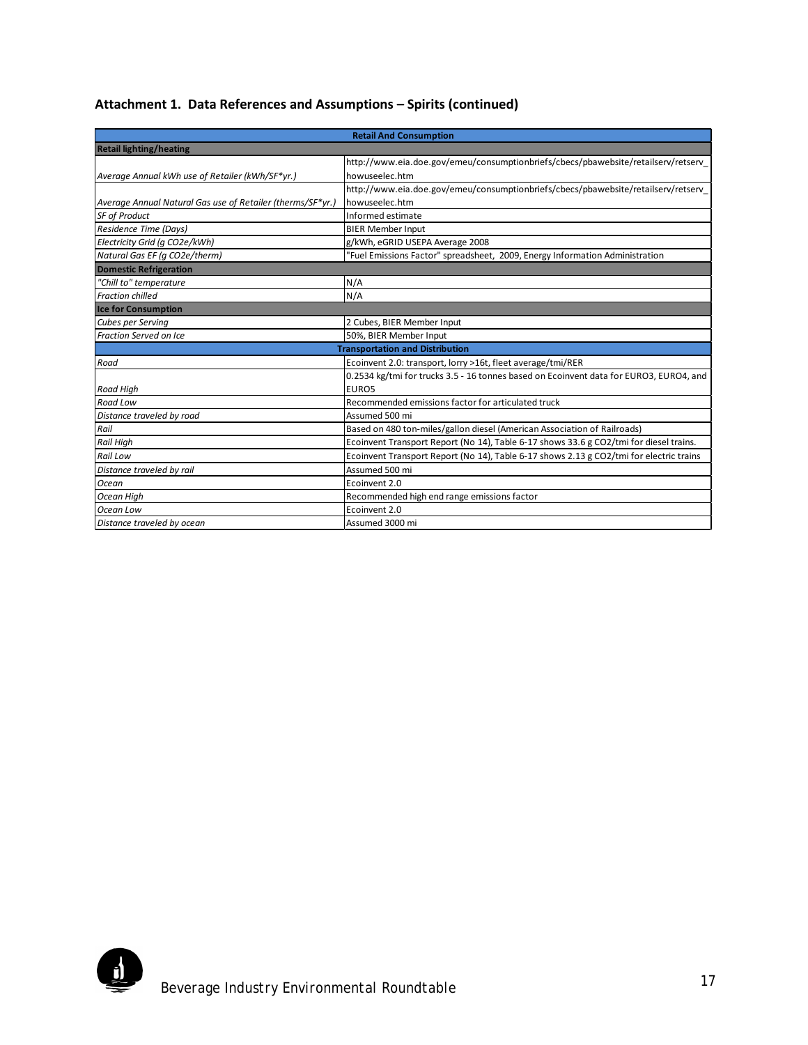## Attachment 1. Data References and Assumptions – Spirits (continued)

| **Retail And Consumption** | |
|---|---|
| **Retail lighting/heating** | |
| *Average Annual kWh use of Retailer (kWh/SF*yr.)* | http://www.eia.doe.gov/emeu/consumptionbriefs/cbecs/pbawebsite/retailserv/retserv_howuseelec.htm |
| *Average Annual Natural Gas use of Retailer (therms/SF*yr.)* | http://www.eia.doe.gov/emeu/consumptionbriefs/cbecs/pbawebsite/retailserv/retserv_howuseelec.htm |
| *SF of Product* | Informed estimate |
| *Residence Time (Days)* | BIER Member Input |
| *Electricity Grid (g CO2e/kWh)* | g/kWh, eGRID USEPA Average 2008 |
| *Natural Gas EF (g CO2e/therm)* | "Fuel Emissions Factor" spreadsheet, 2009, Energy Information Administration |
| **Domestic Refrigeration** | |
| *"Chill to" temperature* | N/A |
| *Fraction chilled* | N/A |
| **Ice for Consumption** | |
| *Cubes per Serving* | 2 Cubes, BIER Member Input |
| *Fraction Served on Ice* | 50%, BIER Member Input |
| **Transportation and Distribution** | |
| *Road* | Ecoinvent 2.0: transport, lorry >16t, fleet average/tmi/RER |
| *Road High* | 0.2534 kg/tmi for trucks 3.5 - 16 tonnes based on Ecoinvent data for EURO3, EURO4, and EURO5 |
| *Road Low* | Recommended emissions factor for articulated truck |
| *Distance traveled by road* | Assumed 500 mi |
| *Rail* | Based on 480 ton-miles/gallon diesel (American Association of Railroads) |
| *Rail High* | Ecoinvent Transport Report (No 14), Table 6-17 shows 33.6 g CO2/tmi for diesel trains. |
| *Rail Low* | Ecoinvent Transport Report (No 14), Table 6-17 shows 2.13 g CO2/tmi for electric trains |
| *Distance traveled by rail* | Assumed 500 mi |
| *Ocean* | Ecoinvent 2.0 |
| *Ocean High* | Recommended high end range emissions factor |
| *Ocean Low* | Ecoinvent 2.0 |
| *Distance traveled by ocean* | Assumed 3000 mi |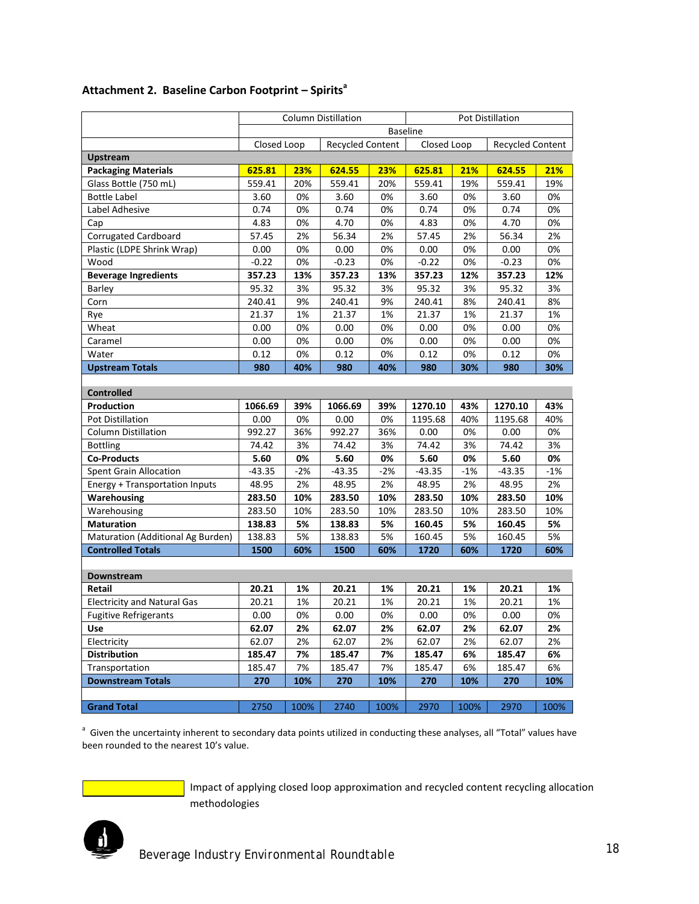## Attachment 2. Baseline Carbon Footprint – Spirits[a]

| | Column Distillation | | | | Pot Distillation | | | |
|---|---|---|---|---|---|---|---|---|
| | Baseline | | | | | | | |
| | Closed Loop | | Recycled Content | | Closed Loop | | Recycled Content | |
| **Upstream** | | | | | | | | |
| **Packaging Materials** | **625.81** | **23%** | **624.55** | **23%** | **625.81** | **21%** | **624.55** | **21%** |
| Glass Bottle (750 mL) | 559.41 | 20% | 559.41 | 20% | 559.41 | 19% | 559.41 | 19% |
| Bottle Label | 3.60 | 0% | 3.60 | 0% | 3.60 | 0% | 3.60 | 0% |
| Label Adhesive | 0.74 | 0% | 0.74 | 0% | 0.74 | 0% | 0.74 | 0% |
| Cap | 4.83 | 0% | 4.70 | 0% | 4.83 | 0% | 4.70 | 0% |
| Corrugated Cardboard | 57.45 | 2% | 56.34 | 2% | 57.45 | 2% | 56.34 | 2% |
| Plastic (LDPE Shrink Wrap) | 0.00 | 0% | 0.00 | 0% | 0.00 | 0% | 0.00 | 0% |
| Wood | -0.22 | 0% | -0.23 | 0% | -0.22 | 0% | -0.23 | 0% |
| **Beverage Ingredients** | **357.23** | **13%** | **357.23** | **13%** | **357.23** | **12%** | **357.23** | **12%** |
| Barley | 95.32 | 3% | 95.32 | 3% | 95.32 | 3% | 95.32 | 3% |
| Corn | 240.41 | 9% | 240.41 | 9% | 240.41 | 8% | 240.41 | 8% |
| Rye | 21.37 | 1% | 21.37 | 1% | 21.37 | 1% | 21.37 | 1% |
| Wheat | 0.00 | 0% | 0.00 | 0% | 0.00 | 0% | 0.00 | 0% |
| Caramel | 0.00 | 0% | 0.00 | 0% | 0.00 | 0% | 0.00 | 0% |
| Water | 0.12 | 0% | 0.12 | 0% | 0.12 | 0% | 0.12 | 0% |
| **Upstream Totals** | **980** | **40%** | **980** | **40%** | **980** | **30%** | **980** | **30%** |
| **Controlled** | | | | | | | | |
| **Production** | **1066.69** | **39%** | **1066.69** | **39%** | **1270.10** | **43%** | **1270.10** | **43%** |
| Pot Distillation | 0.00 | 0% | 0.00 | 0% | 1195.68 | 40% | 1195.68 | 40% |
| Column Distillation | 992.27 | 36% | 992.27 | 36% | 0.00 | 0% | 0.00 | 0% |
| Bottling | 74.42 | 3% | 74.42 | 3% | 74.42 | 3% | 74.42 | 3% |
| **Co-Products** | **5.60** | **0%** | **5.60** | **0%** | **5.60** | **0%** | **5.60** | **0%** |
| Spent Grain Allocation | -43.35 | -2% | -43.35 | -2% | -43.35 | -1% | -43.35 | -1% |
| Energy + Transportation Inputs | 48.95 | 2% | 48.95 | 2% | 48.95 | 2% | 48.95 | 2% |
| **Warehousing** | **283.50** | **10%** | **283.50** | **10%** | **283.50** | **10%** | **283.50** | **10%** |
| Warehousing | 283.50 | 10% | 283.50 | 10% | 283.50 | 10% | 283.50 | 10% |
| **Maturation** | **138.83** | **5%** | **138.83** | **5%** | **160.45** | **5%** | **160.45** | **5%** |
| Maturation (Additional Ag Burden) | 138.83 | 5% | 138.83 | 5% | 160.45 | 5% | 160.45 | 5% |
| **Controlled Totals** | **1500** | **60%** | **1500** | **60%** | **1720** | **60%** | **1720** | **60%** |
| **Downstream** | | | | | | | | |
| **Retail** | **20.21** | **1%** | **20.21** | **1%** | **20.21** | **1%** | **20.21** | **1%** |
| Electricity and Natural Gas | 20.21 | 1% | 20.21 | 1% | 20.21 | 1% | 20.21 | 1% |
| Fugitive Refrigerants | 0.00 | 0% | 0.00 | 0% | 0.00 | 0% | 0.00 | 0% |
| **Use** | **62.07** | **2%** | **62.07** | **2%** | **62.07** | **2%** | **62.07** | **2%** |
| Electricity | 62.07 | 2% | 62.07 | 2% | 62.07 | 2% | 62.07 | 2% |
| **Distribution** | **185.47** | **7%** | **185.47** | **7%** | **185.47** | **6%** | **185.47** | **6%** |
| Transportation | 185.47 | 7% | 185.47 | 7% | 185.47 | 6% | 185.47 | 6% |
| **Downstream Totals** | **270** | **10%** | **270** | **10%** | **270** | **10%** | **270** | **10%** |
| **Grand Total** | 2750 | 100% | 2740 | 100% | 2970 | 100% | 2970 | 100% |

[a] Given the uncertainty inherent to secondary data points utilized in conducting these analyses, all "Total" values have been rounded to the nearest 10's value.

(Highlighted) Impact of applying closed loop approximation and recycled content recycling allocation methodologies

Beverage Industry Environmental Roundtable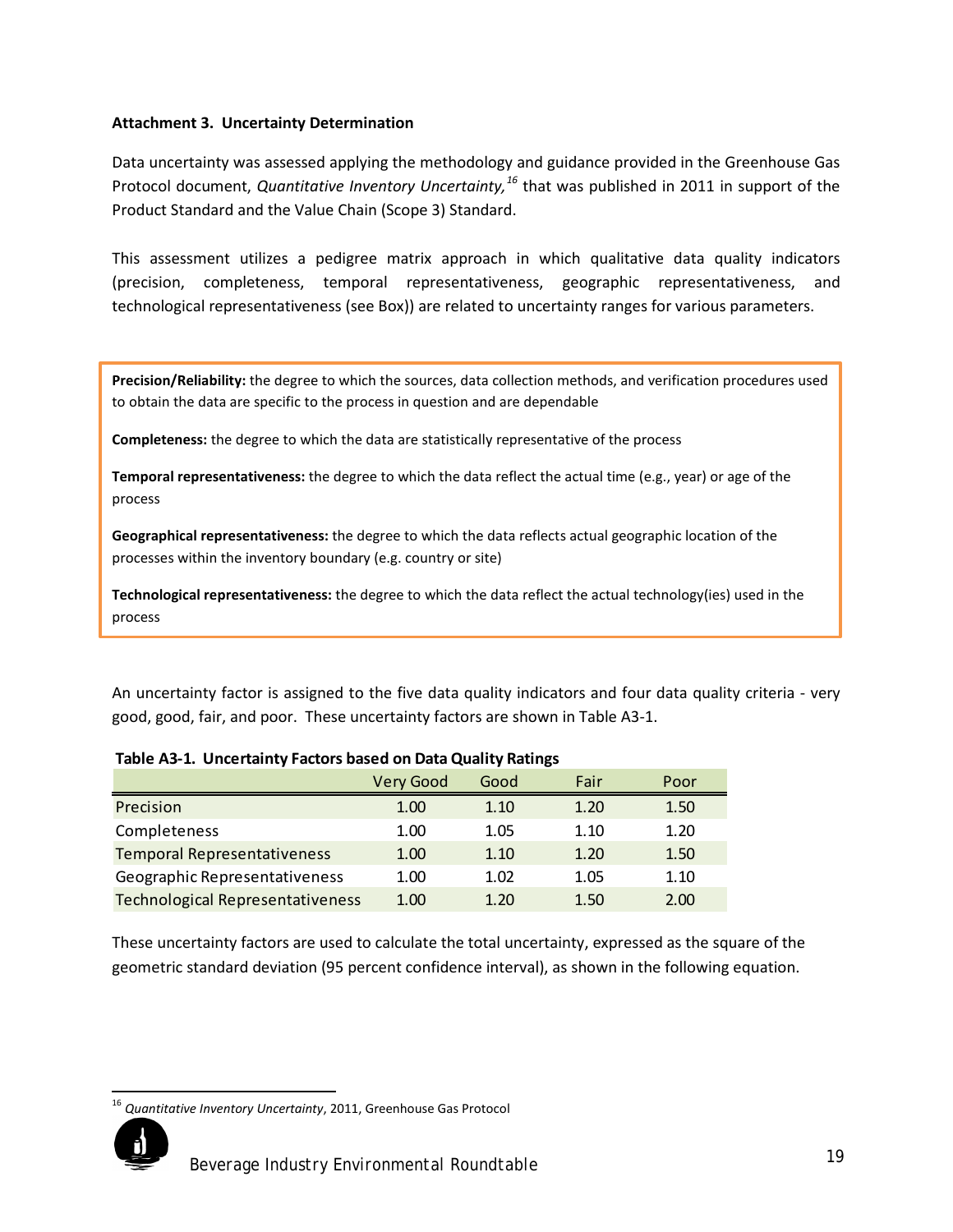**Attachment 3. Uncertainty Determination**

Data uncertainty was assessed applying the methodology and guidance provided in the Greenhouse Gas Protocol document, *Quantitative Inventory Uncertainty,*[16] that was published in 2011 in support of the Product Standard and the Value Chain (Scope 3) Standard.

This assessment utilizes a pedigree matrix approach in which qualitative data quality indicators (precision, completeness, temporal representativeness, geographic representativeness, and technological representativeness (see Box)) are related to uncertainty ranges for various parameters.

> **Precision/Reliability:** the degree to which the sources, data collection methods, and verification procedures used to obtain the data are specific to the process in question and are dependable
>
> **Completeness:** the degree to which the data are statistically representative of the process
>
> **Temporal representativeness:** the degree to which the data reflect the actual time (e.g., year) or age of the process
>
> **Geographical representativeness:** the degree to which the data reflects actual geographic location of the processes within the inventory boundary (e.g. country or site)
>
> **Technological representativeness:** the degree to which the data reflect the actual technology(ies) used in the process

An uncertainty factor is assigned to the five data quality indicators and four data quality criteria - very good, good, fair, and poor. These uncertainty factors are shown in Table A3-1.

**Table A3-1. Uncertainty Factors based on Data Quality Ratings**

| | Very Good | Good | Fair | Poor |
|---|---|---|---|---|
| Precision | 1.00 | 1.10 | 1.20 | 1.50 |
| Completeness | 1.00 | 1.05 | 1.10 | 1.20 |
| Temporal Representativeness | 1.00 | 1.10 | 1.20 | 1.50 |
| Geographic Representativeness | 1.00 | 1.02 | 1.05 | 1.10 |
| Technological Representativeness | 1.00 | 1.20 | 1.50 | 2.00 |

These uncertainty factors are used to calculate the total uncertainty, expressed as the square of the geometric standard deviation (95 percent confidence interval), as shown in the following equation.

---

[16] *Quantitative Inventory Uncertainty*, 2011, Greenhouse Gas Protocol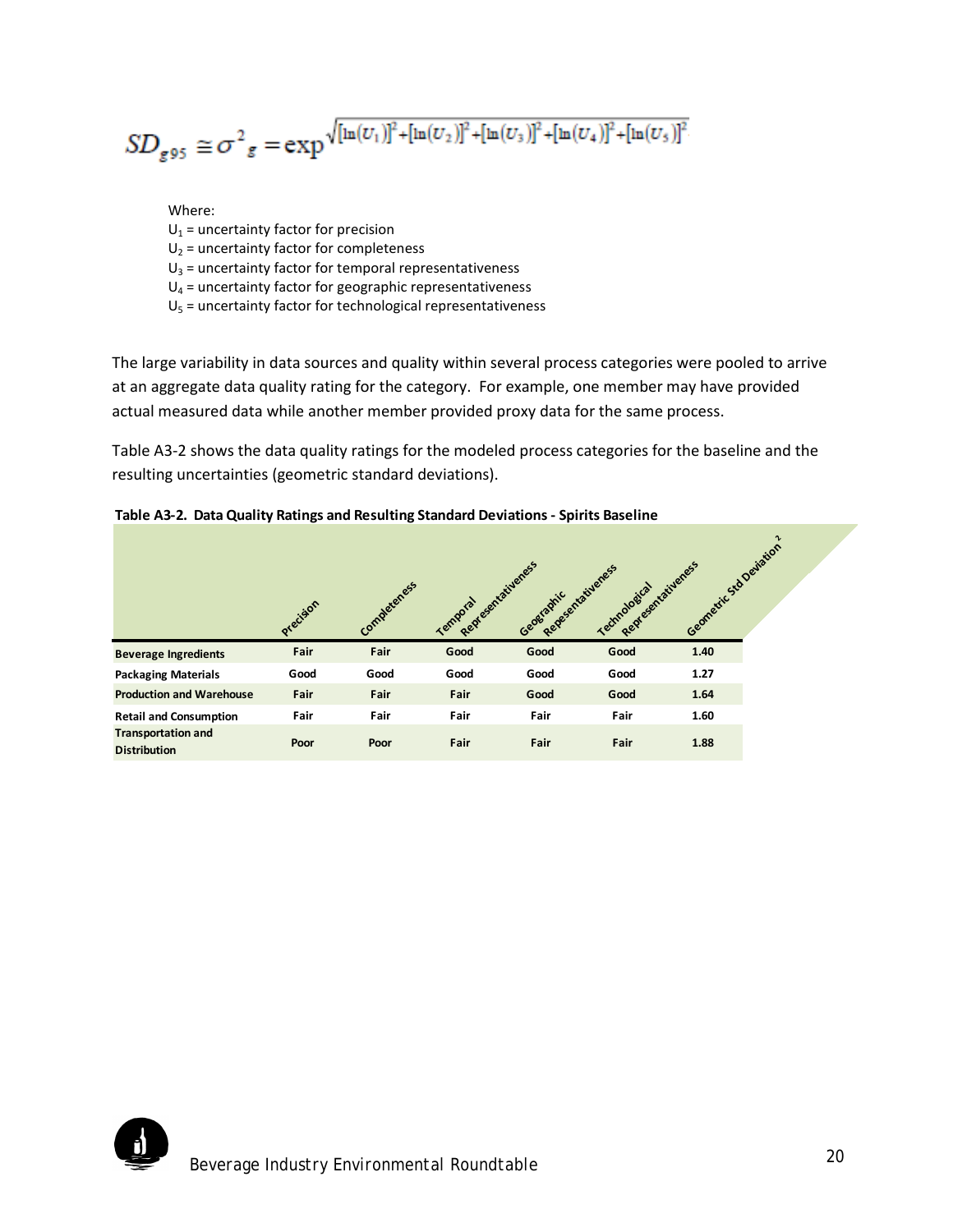$$SD_{g95} \cong \sigma^2{}_g = \exp^{\sqrt{[\ln(U_1)]^2 + [\ln(U_2)]^2 + [\ln(U_3)]^2 + [\ln(U_4)]^2 + [\ln(U_5)]^2}}$$

Where:
$U_1$ = uncertainty factor for precision
$U_2$ = uncertainty factor for completeness
$U_3$ = uncertainty factor for temporal representativeness
$U_4$ = uncertainty factor for geographic representativeness
$U_5$ = uncertainty factor for technological representativeness

The large variability in data sources and quality within several process categories were pooled to arrive at an aggregate data quality rating for the category. For example, one member may have provided actual measured data while another member provided proxy data for the same process.

Table A3-2 shows the data quality ratings for the modeled process categories for the baseline and the resulting uncertainties (geometric standard deviations).

**Table A3-2. Data Quality Ratings and Resulting Standard Deviations - Spirits Baseline**

| | Precision | Completeness | Temporal Representativeness | Geographic Repesentativeness | Technological Representativeness | Geometric Std Deviation 2 |
|---|---|---|---|---|---|---|
| **Beverage Ingredients** | Fair | Fair | Good | Good | Good | 1.40 |
| **Packaging Materials** | Good | Good | Good | Good | Good | 1.27 |
| **Production and Warehouse** | Fair | Fair | Fair | Good | Good | 1.64 |
| **Retail and Consumption** | Fair | Fair | Fair | Fair | Fair | 1.60 |
| **Transportation and Distribution** | Poor | Poor | Fair | Fair | Fair | 1.88 |